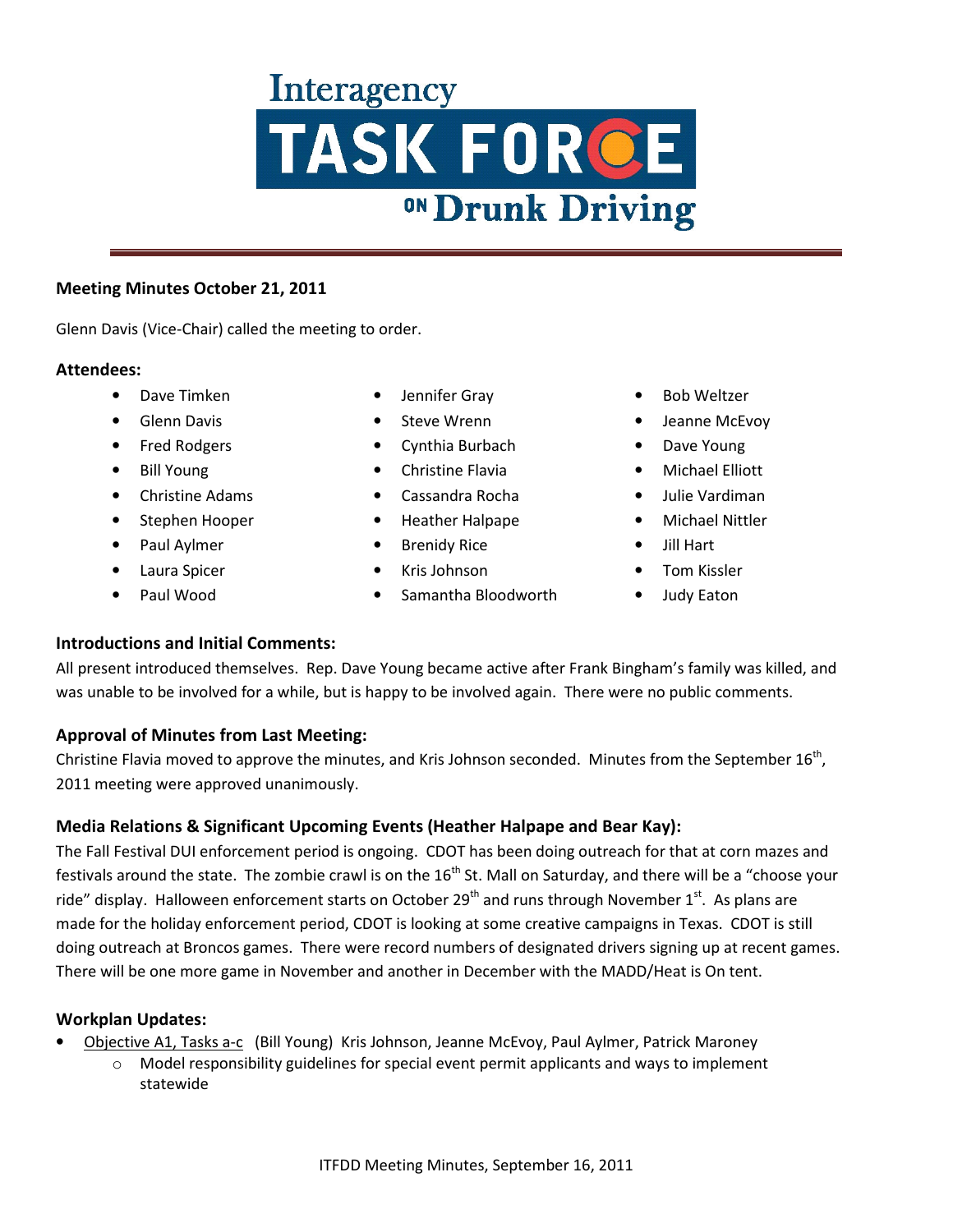# Interagency TASK FORCE on Drunk Driving

**Meeting Minutes October 21, 2011**

Glenn Davis (Vice-Chair) called the meeting to order.

### Attendees:

- Dave Timken
- Glenn Davis
- Fred Rodgers
- Bill Young
- Christine Adams
- Stephen Hooper
- Paul Aylmer
- Laura Spicer
- Paul Wood
- Jennifer Gray
- Steve Wrenn
- Cynthia Burbach
- Christine Flavia
- Cassandra Rocha
- Heather Halpape
- Brenidy Rice
- Kris Johnson
- Samantha Bloodworth
- Bob Weltzer
- Jeanne McEvoy
- Dave Young
- Michael Elliott
- Julie Vardiman
- Michael Nittler
- Jill Hart
- Tom Kissler
- Judy Eaton

### Introductions and Initial Comments:

All present introduced themselves. Rep. Dave Young became active after Frank Bingham's family was killed, and was unable to be involved for a while, but is happy to be involved again. There were no public comments.

### Approval of Minutes from Last Meeting:

Christine Flavia moved to approve the minutes, and Kris Johnson seconded. Minutes from the September 16th, 2011 meeting were approved unanimously.

### Media Relations & Significant Upcoming Events (Heather Halpape and Bear Kay):

The Fall Festival DUI enforcement period is ongoing. CDOT has been doing outreach for that at corn mazes and festivals around the state. The zombie crawl is on the 16th St. Mall on Saturday, and there will be a "choose your ride" display. Halloween enforcement starts on October 29th and runs through November 1st. As plans are made for the holiday enforcement period, CDOT is looking at some creative campaigns in Texas. CDOT is still doing outreach at Broncos games. There were record numbers of designated drivers signing up at recent games. There will be one more game in November and another in December with the MADD/Heat is On tent.

### Workplan Updates:

- Objective A1, Tasks a-c (Bill Young) Kris Johnson, Jeanne McEvoy, Paul Aylmer, Patrick Maroney
  - Model responsibility guidelines for special event permit applicants and ways to implement statewide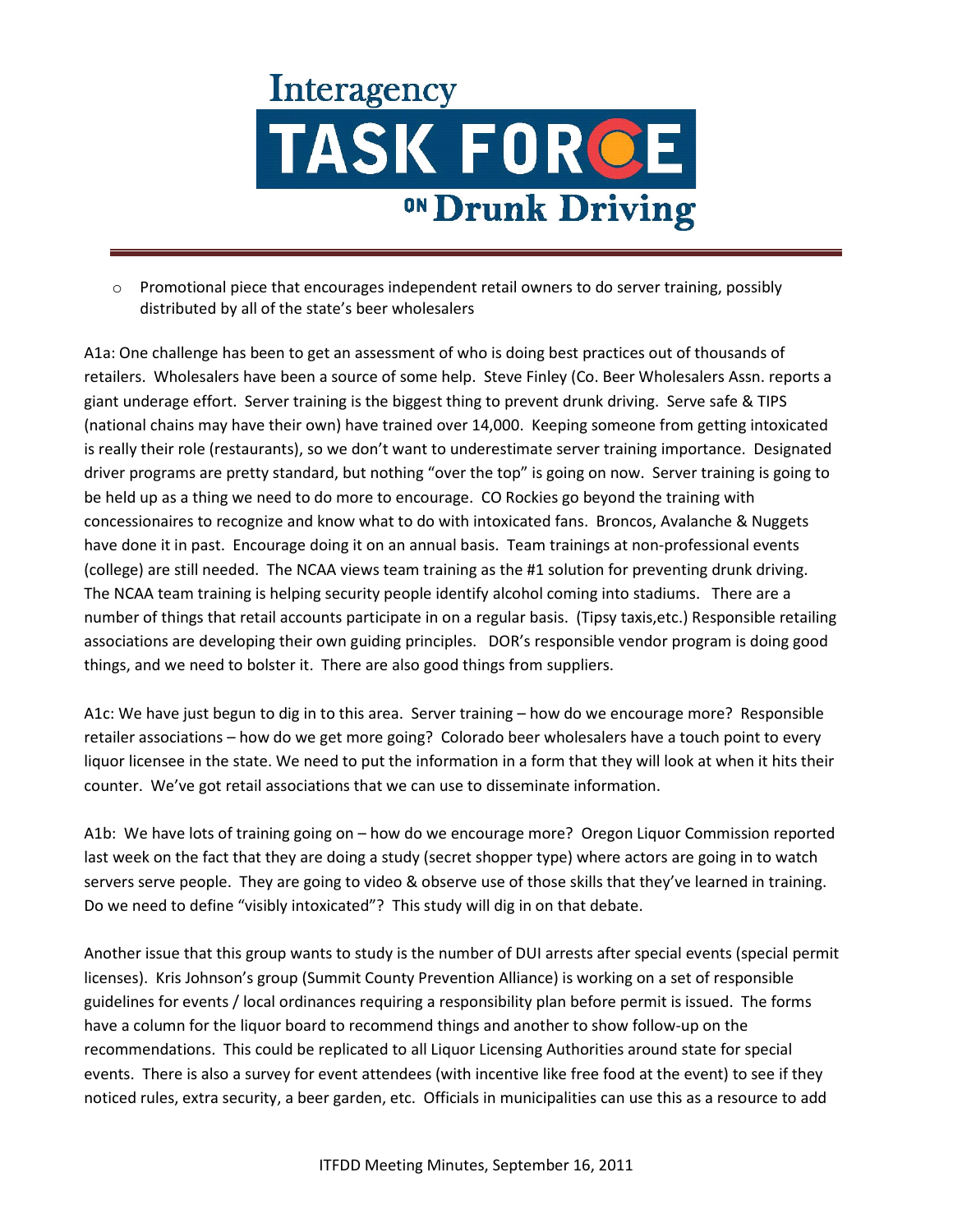- Promotional piece that encourages independent retail owners to do server training, possibly distributed by all of the state's beer wholesalers

A1a: One challenge has been to get an assessment of who is doing best practices out of thousands of retailers. Wholesalers have been a source of some help. Steve Finley (Co. Beer Wholesalers Assn. reports a giant underage effort. Server training is the biggest thing to prevent drunk driving. Serve safe & TIPS (national chains may have their own) have trained over 14,000. Keeping someone from getting intoxicated is really their role (restaurants), so we don't want to underestimate server training importance. Designated driver programs are pretty standard, but nothing "over the top" is going on now. Server training is going to be held up as a thing we need to do more to encourage. CO Rockies go beyond the training with concessionaires to recognize and know what to do with intoxicated fans. Broncos, Avalanche & Nuggets have done it in past. Encourage doing it on an annual basis. Team trainings at non-professional events (college) are still needed. The NCAA views team training as the #1 solution for preventing drunk driving. The NCAA team training is helping security people identify alcohol coming into stadiums. There are a number of things that retail accounts participate in on a regular basis. (Tipsy taxis,etc.) Responsible retailing associations are developing their own guiding principles. DOR's responsible vendor program is doing good things, and we need to bolster it. There are also good things from suppliers.

A1c: We have just begun to dig in to this area. Server training – how do we encourage more? Responsible retailer associations – how do we get more going? Colorado beer wholesalers have a touch point to every liquor licensee in the state. We need to put the information in a form that they will look at when it hits their counter. We've got retail associations that we can use to disseminate information.

A1b: We have lots of training going on – how do we encourage more? Oregon Liquor Commission reported last week on the fact that they are doing a study (secret shopper type) where actors are going in to watch servers serve people. They are going to video & observe use of those skills that they've learned in training. Do we need to define "visibly intoxicated"? This study will dig in on that debate.

Another issue that this group wants to study is the number of DUI arrests after special events (special permit licenses). Kris Johnson's group (Summit County Prevention Alliance) is working on a set of responsible guidelines for events / local ordinances requiring a responsibility plan before permit is issued. The forms have a column for the liquor board to recommend things and another to show follow-up on the recommendations. This could be replicated to all Liquor Licensing Authorities around state for special events. There is also a survey for event attendees (with incentive like free food at the event) to see if they noticed rules, extra security, a beer garden, etc. Officials in municipalities can use this as a resource to add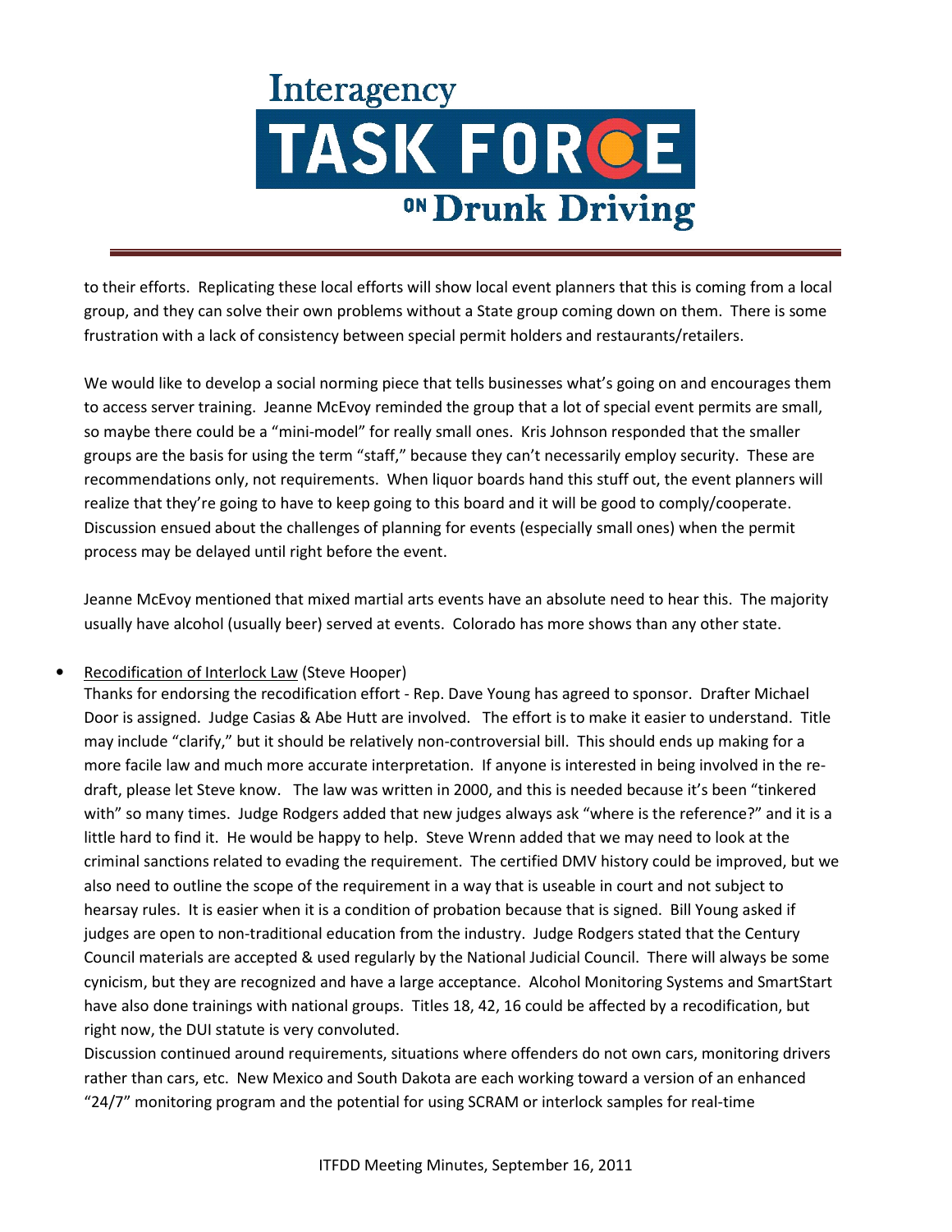to their efforts. Replicating these local efforts will show local event planners that this is coming from a local group, and they can solve their own problems without a State group coming down on them. There is some frustration with a lack of consistency between special permit holders and restaurants/retailers.

We would like to develop a social norming piece that tells businesses what's going on and encourages them to access server training. Jeanne McEvoy reminded the group that a lot of special event permits are small, so maybe there could be a "mini-model" for really small ones. Kris Johnson responded that the smaller groups are the basis for using the term "staff," because they can't necessarily employ security. These are recommendations only, not requirements. When liquor boards hand this stuff out, the event planners will realize that they're going to have to keep going to this board and it will be good to comply/cooperate. Discussion ensued about the challenges of planning for events (especially small ones) when the permit process may be delayed until right before the event.

Jeanne McEvoy mentioned that mixed martial arts events have an absolute need to hear this. The majority usually have alcohol (usually beer) served at events. Colorado has more shows than any other state.

- Recodification of Interlock Law (Steve Hooper)
  Thanks for endorsing the recodification effort - Rep. Dave Young has agreed to sponsor. Drafter Michael Door is assigned. Judge Casias & Abe Hutt are involved. The effort is to make it easier to understand. Title may include "clarify," but it should be relatively non-controversial bill. This should ends up making for a more facile law and much more accurate interpretation. If anyone is interested in being involved in the re-draft, please let Steve know. The law was written in 2000, and this is needed because it's been "tinkered with" so many times. Judge Rodgers added that new judges always ask "where is the reference?" and it is a little hard to find it. He would be happy to help. Steve Wrenn added that we may need to look at the criminal sanctions related to evading the requirement. The certified DMV history could be improved, but we also need to outline the scope of the requirement in a way that is useable in court and not subject to hearsay rules. It is easier when it is a condition of probation because that is signed. Bill Young asked if judges are open to non-traditional education from the industry. Judge Rodgers stated that the Century Council materials are accepted & used regularly by the National Judicial Council. There will always be some cynicism, but they are recognized and have a large acceptance. Alcohol Monitoring Systems and SmartStart have also done trainings with national groups. Titles 18, 42, 16 could be affected by a recodification, but right now, the DUI statute is very convoluted.
  Discussion continued around requirements, situations where offenders do not own cars, monitoring drivers rather than cars, etc. New Mexico and South Dakota are each working toward a version of an enhanced "24/7" monitoring program and the potential for using SCRAM or interlock samples for real-time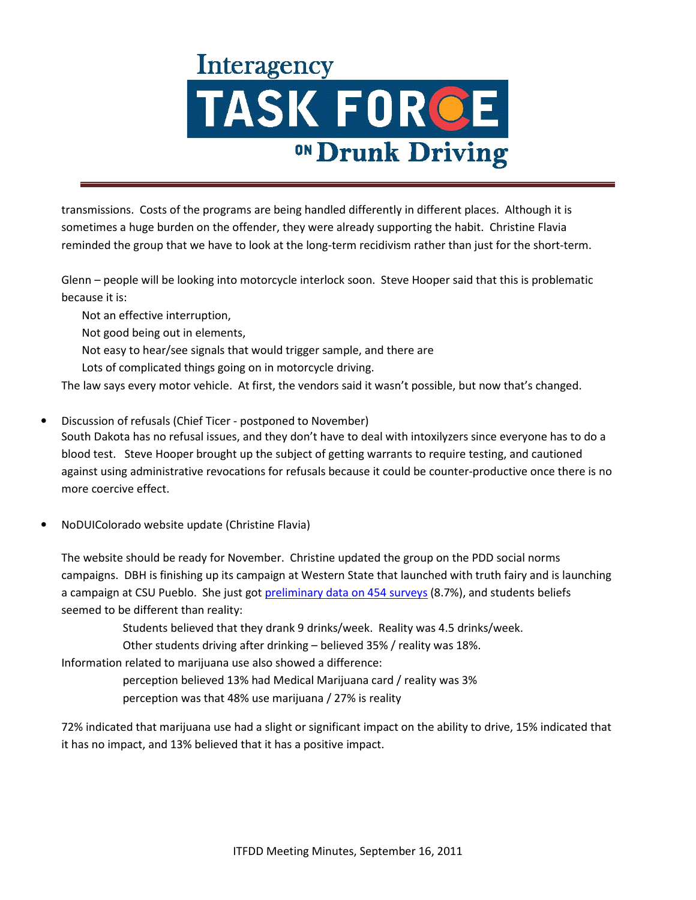transmissions. Costs of the programs are being handled differently in different places. Although it is sometimes a huge burden on the offender, they were already supporting the habit. Christine Flavia reminded the group that we have to look at the long-term recidivism rather than just for the short-term.

Glenn – people will be looking into motorcycle interlock soon. Steve Hooper said that this is problematic because it is:

Not an effective interruption,
Not good being out in elements,
Not easy to hear/see signals that would trigger sample, and there are
Lots of complicated things going on in motorcycle driving.

The law says every motor vehicle. At first, the vendors said it wasn't possible, but now that's changed.

- Discussion of refusals (Chief Ticer - postponed to November)
  South Dakota has no refusal issues, and they don't have to deal with intoxilyzers since everyone has to do a blood test. Steve Hooper brought up the subject of getting warrants to require testing, and cautioned against using administrative revocations for refusals because it could be counter-productive once there is no more coercive effect.

- NoDUIColorado website update (Christine Flavia)

  The website should be ready for November. Christine updated the group on the PDD social norms campaigns. DBH is finishing up its campaign at Western State that launched with truth fairy and is launching a campaign at CSU Pueblo. She just got preliminary data on 454 surveys (8.7%), and students beliefs seemed to be different than reality:

  Students believed that they drank 9 drinks/week. Reality was 4.5 drinks/week.
  Other students driving after drinking – believed 35% / reality was 18%.

  Information related to marijuana use also showed a difference:

  perception believed 13% had Medical Marijuana card / reality was 3%
  perception was that 48% use marijuana / 27% is reality

  72% indicated that marijuana use had a slight or significant impact on the ability to drive, 15% indicated that it has no impact, and 13% believed that it has a positive impact.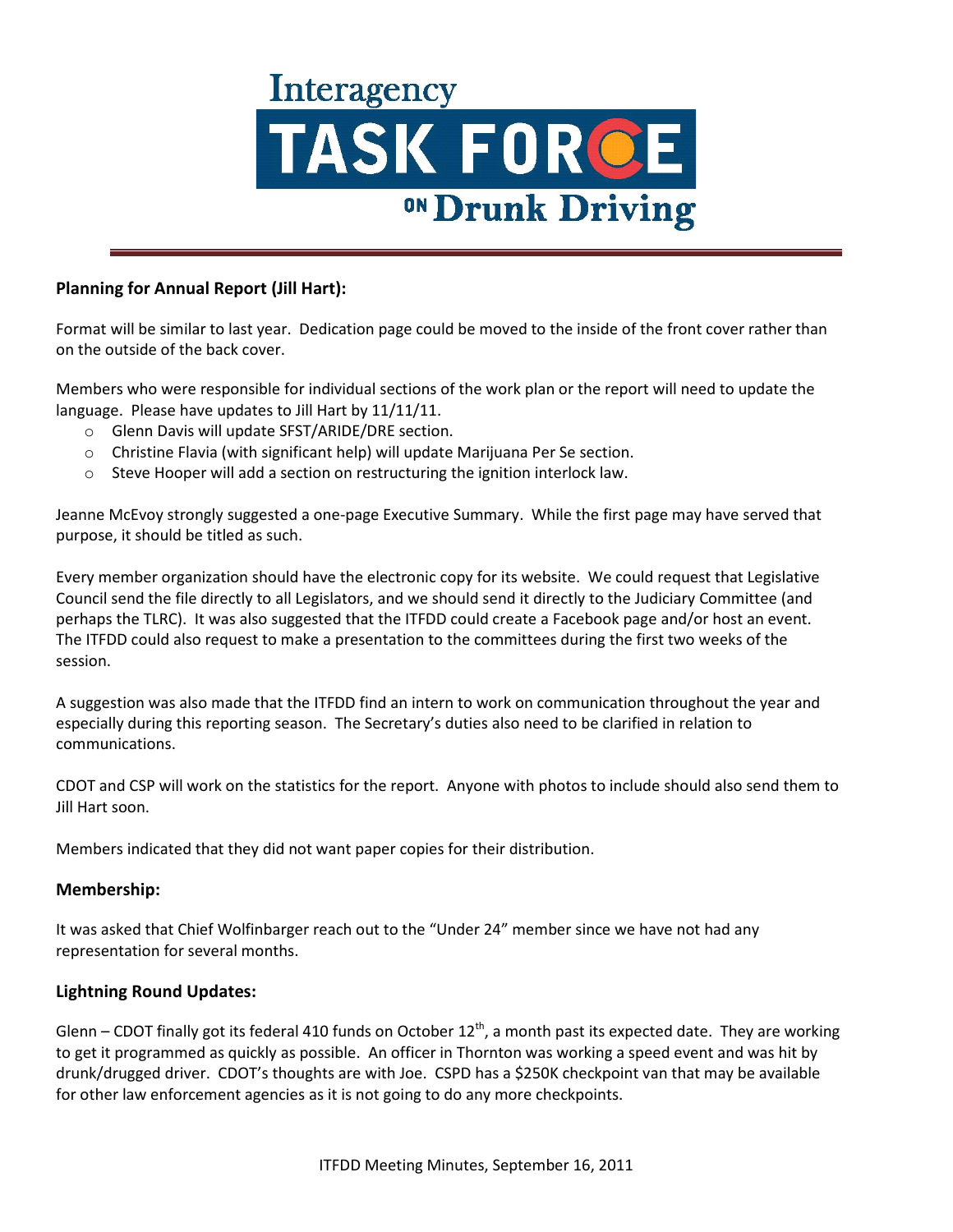### Planning for Annual Report (Jill Hart):

Format will be similar to last year. Dedication page could be moved to the inside of the front cover rather than on the outside of the back cover.

Members who were responsible for individual sections of the work plan or the report will need to update the language. Please have updates to Jill Hart by 11/11/11.

- Glenn Davis will update SFST/ARIDE/DRE section.
- Christine Flavia (with significant help) will update Marijuana Per Se section.
- Steve Hooper will add a section on restructuring the ignition interlock law.

Jeanne McEvoy strongly suggested a one-page Executive Summary. While the first page may have served that purpose, it should be titled as such.

Every member organization should have the electronic copy for its website. We could request that Legislative Council send the file directly to all Legislators, and we should send it directly to the Judiciary Committee (and perhaps the TLRC). It was also suggested that the ITFDD could create a Facebook page and/or host an event. The ITFDD could also request to make a presentation to the committees during the first two weeks of the session.

A suggestion was also made that the ITFDD find an intern to work on communication throughout the year and especially during this reporting season. The Secretary's duties also need to be clarified in relation to communications.

CDOT and CSP will work on the statistics for the report. Anyone with photos to include should also send them to Jill Hart soon.

Members indicated that they did not want paper copies for their distribution.

### Membership:

It was asked that Chief Wolfinbarger reach out to the "Under 24" member since we have not had any representation for several months.

### Lightning Round Updates:

Glenn – CDOT finally got its federal 410 funds on October 12th, a month past its expected date. They are working to get it programmed as quickly as possible. An officer in Thornton was working a speed event and was hit by drunk/drugged driver. CDOT's thoughts are with Joe. CSPD has a $250K checkpoint van that may be available for other law enforcement agencies as it is not going to do any more checkpoints.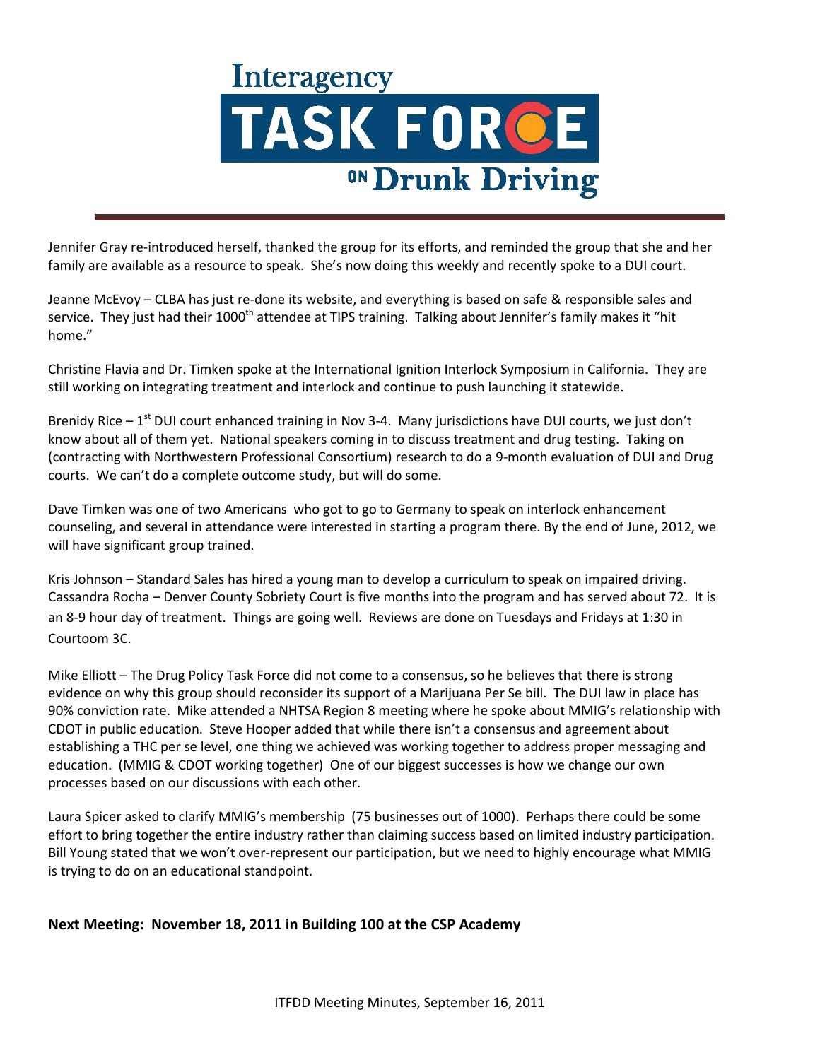Jennifer Gray re-introduced herself, thanked the group for its efforts, and reminded the group that she and her family are available as a resource to speak. She's now doing this weekly and recently spoke to a DUI court.

Jeanne McEvoy – CLBA has just re-done its website, and everything is based on safe & responsible sales and service. They just had their 1000th attendee at TIPS training. Talking about Jennifer's family makes it "hit home."

Christine Flavia and Dr. Timken spoke at the International Ignition Interlock Symposium in California. They are still working on integrating treatment and interlock and continue to push launching it statewide.

Brenidy Rice – 1st DUI court enhanced training in Nov 3-4. Many jurisdictions have DUI courts, we just don't know about all of them yet. National speakers coming in to discuss treatment and drug testing. Taking on (contracting with Northwestern Professional Consortium) research to do a 9-month evaluation of DUI and Drug courts. We can't do a complete outcome study, but will do some.

Dave Timken was one of two Americans who got to go to Germany to speak on interlock enhancement counseling, and several in attendance were interested in starting a program there. By the end of June, 2012, we will have significant group trained.

Kris Johnson – Standard Sales has hired a young man to develop a curriculum to speak on impaired driving.
Cassandra Rocha – Denver County Sobriety Court is five months into the program and has served about 72. It is an 8-9 hour day of treatment. Things are going well. Reviews are done on Tuesdays and Fridays at 1:30 in Courtoom 3C.

Mike Elliott – The Drug Policy Task Force did not come to a consensus, so he believes that there is strong evidence on why this group should reconsider its support of a Marijuana Per Se bill. The DUI law in place has 90% conviction rate. Mike attended a NHTSA Region 8 meeting where he spoke about MMIG's relationship with CDOT in public education. Steve Hooper added that while there isn't a consensus and agreement about establishing a THC per se level, one thing we achieved was working together to address proper messaging and education. (MMIG & CDOT working together) One of our biggest successes is how we change our own processes based on our discussions with each other.

Laura Spicer asked to clarify MMIG's membership (75 businesses out of 1000). Perhaps there could be some effort to bring together the entire industry rather than claiming success based on limited industry participation. Bill Young stated that we won't over-represent our participation, but we need to highly encourage what MMIG is trying to do on an educational standpoint.

**Next Meeting: November 18, 2011 in Building 100 at the CSP Academy**